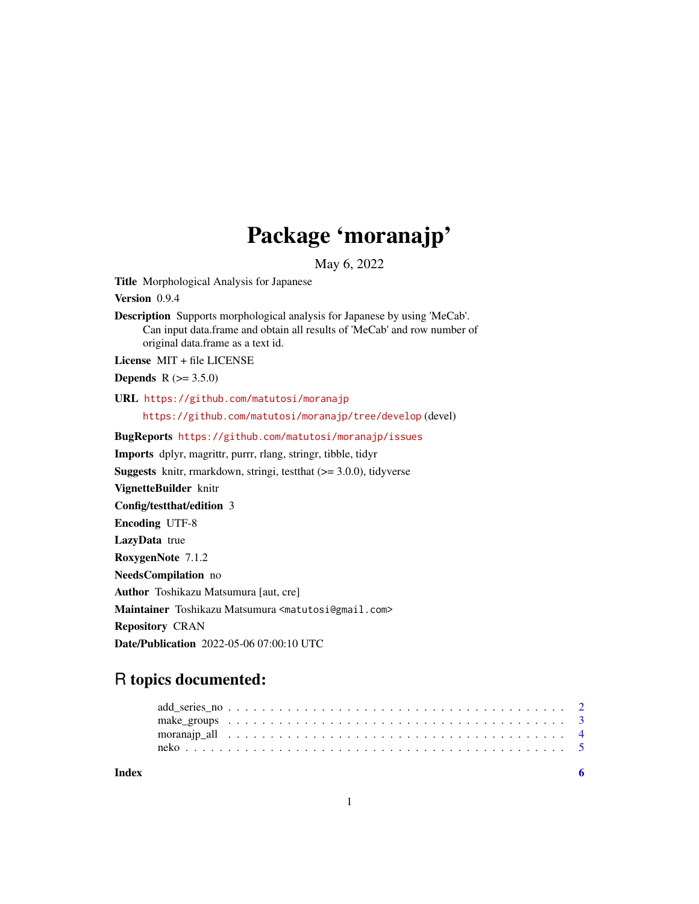# Package 'moranajp'

May 6, 2022

**Title** Morphological Analysis for Japanese

**Version** 0.9.4

**Description** Supports morphological analysis for Japanese by using 'MeCab'. Can input data.frame and obtain all results of 'MeCab' and row number of original data.frame as a text id.

**License** MIT + file LICENSE

**Depends** R (>= 3.5.0)

**URL** https://github.com/matutosi/moranajp
https://github.com/matutosi/moranajp/tree/develop (devel)

**BugReports** https://github.com/matutosi/moranajp/issues

**Imports** dplyr, magrittr, purrr, rlang, stringr, tibble, tidyr

**Suggests** knitr, rmarkdown, stringi, testthat (>= 3.0.0), tidyverse

**VignetteBuilder** knitr

**Config/testthat/edition** 3

**Encoding** UTF-8

**LazyData** true

**RoxygenNote** 7.1.2

**NeedsCompilation** no

**Author** Toshikazu Matsumura [aut, cre]

**Maintainer** Toshikazu Matsumura <matutosi@gmail.com>

**Repository** CRAN

**Date/Publication** 2022-05-06 07:00:10 UTC

## R topics documented:

add_series_no . . . . . . . . . . . . . . . . . . . . . . . . . . . . . . . . . . . . . . . . 2
make_groups . . . . . . . . . . . . . . . . . . . . . . . . . . . . . . . . . . . . . . . . 3
moranajp_all . . . . . . . . . . . . . . . . . . . . . . . . . . . . . . . . . . . . . . . . 4
neko . . . . . . . . . . . . . . . . . . . . . . . . . . . . . . . . . . . . . . . . . . . . 5

**Index** **6**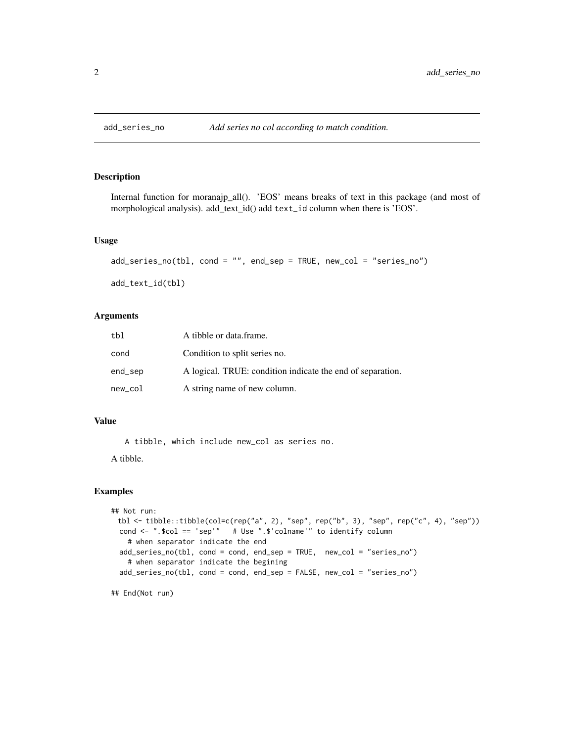## add_series_no — *Add series no col according to match condition.*

### Description

Internal function for moranajp_all(). 'EOS' means breaks of text in this package (and most of morphological analysis). add_text_id() add `text_id` column when there is 'EOS'.

### Usage

```
add_series_no(tbl, cond = "", end_sep = TRUE, new_col = "series_no")

add_text_id(tbl)
```

### Arguments

| | |
|---|---|
| `tbl` | A tibble or data.frame. |
| `cond` | Condition to split series no. |
| `end_sep` | A logical. TRUE: condition indicate the end of separation. |
| `new_col` | A string name of new column. |

### Value

```
A tibble, which include new_col as series no.
```

A tibble.

### Examples

```
## Not run:
  tbl <- tibble::tibble(col=c(rep("a", 2), "sep", rep("b", 3), "sep", rep("c", 4), "sep"))
  cond <- ".$col == 'sep'"   # Use ".$'colname'" to identify column
    # when separator indicate the end
  add_series_no(tbl, cond = cond, end_sep = TRUE,  new_col = "series_no")
    # when separator indicate the begining
  add_series_no(tbl, cond = cond, end_sep = FALSE, new_col = "series_no")

## End(Not run)
```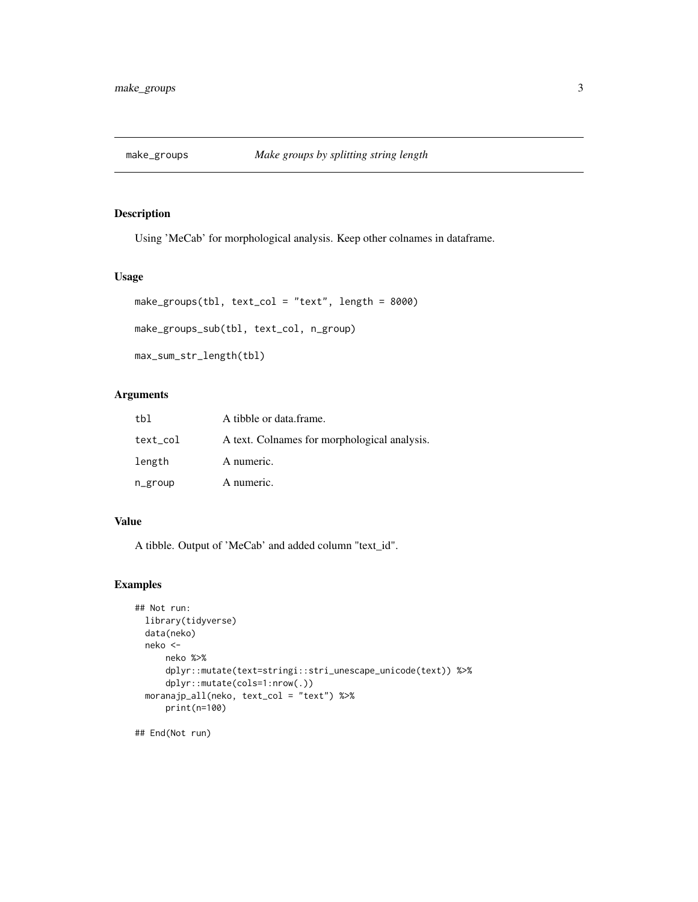## make_groups — *Make groups by splitting string length*

### Description

Using 'MeCab' for morphological analysis. Keep other colnames in dataframe.

### Usage

```
make_groups(tbl, text_col = "text", length = 8000)

make_groups_sub(tbl, text_col, n_group)

max_sum_str_length(tbl)
```

### Arguments

| | |
|---|---|
| `tbl` | A tibble or data.frame. |
| `text_col` | A text. Colnames for morphological analysis. |
| `length` | A numeric. |
| `n_group` | A numeric. |

### Value

A tibble. Output of 'MeCab' and added column "text_id".

### Examples

```
## Not run:
  library(tidyverse)
  data(neko)
  neko <-
      neko %>%
      dplyr::mutate(text=stringi::stri_unescape_unicode(text)) %>%
      dplyr::mutate(cols=1:nrow(.))
  moranajp_all(neko, text_col = "text") %>%
      print(n=100)

## End(Not run)
```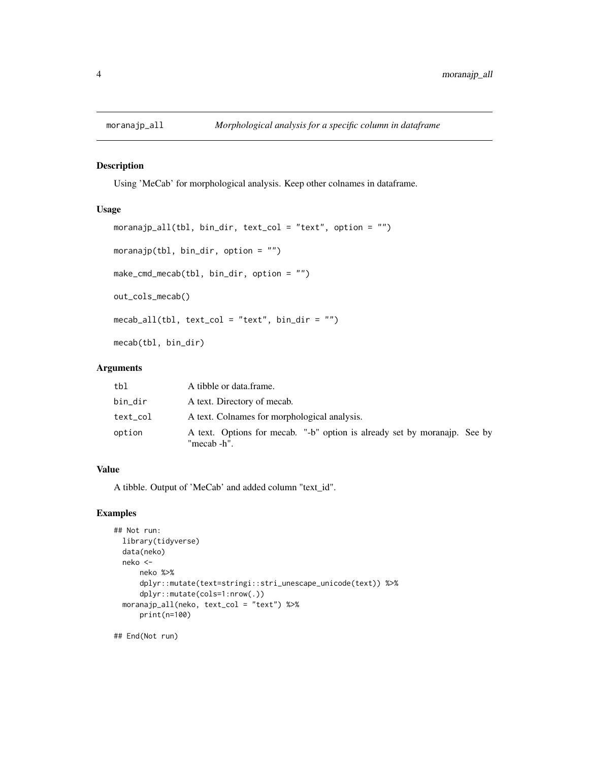# moranajp_all — *Morphological analysis for a specific column in dataframe*

## Description

Using 'MeCab' for morphological analysis. Keep other colnames in dataframe.

## Usage

```
moranajp_all(tbl, bin_dir, text_col = "text", option = "")

moranajp(tbl, bin_dir, option = "")

make_cmd_mecab(tbl, bin_dir, option = "")

out_cols_mecab()

mecab_all(tbl, text_col = "text", bin_dir = "")

mecab(tbl, bin_dir)
```

## Arguments

| | |
|---|---|
| tbl | A tibble or data.frame. |
| bin_dir | A text. Directory of mecab. |
| text_col | A text. Colnames for morphological analysis. |
| option | A text. Options for mecab. "-b" option is already set by moranajp. See by "mecab -h". |

## Value

A tibble. Output of 'MeCab' and added column "text_id".

## Examples

```
## Not run:
  library(tidyverse)
  data(neko)
  neko <-
      neko %>%
      dplyr::mutate(text=stringi::stri_unescape_unicode(text)) %>%
      dplyr::mutate(cols=1:nrow(.))
  moranajp_all(neko, text_col = "text") %>%
      print(n=100)

## End(Not run)
```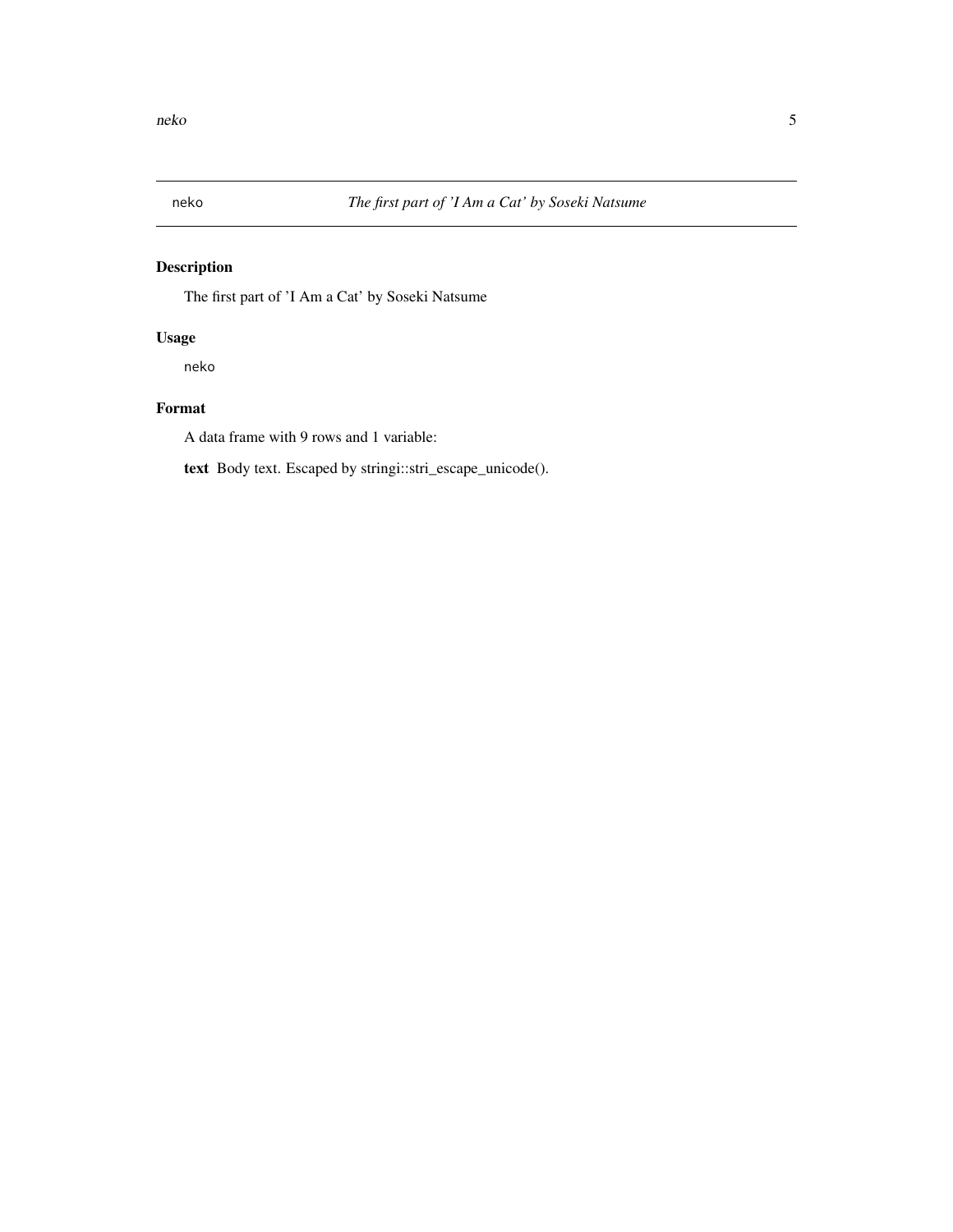neko *The first part of 'I Am a Cat' by Soseki Natsume*

## Description

The first part of 'I Am a Cat' by Soseki Natsume

## Usage

```
neko
```

## Format

A data frame with 9 rows and 1 variable:

**text** Body text. Escaped by stringi::stri_escape_unicode().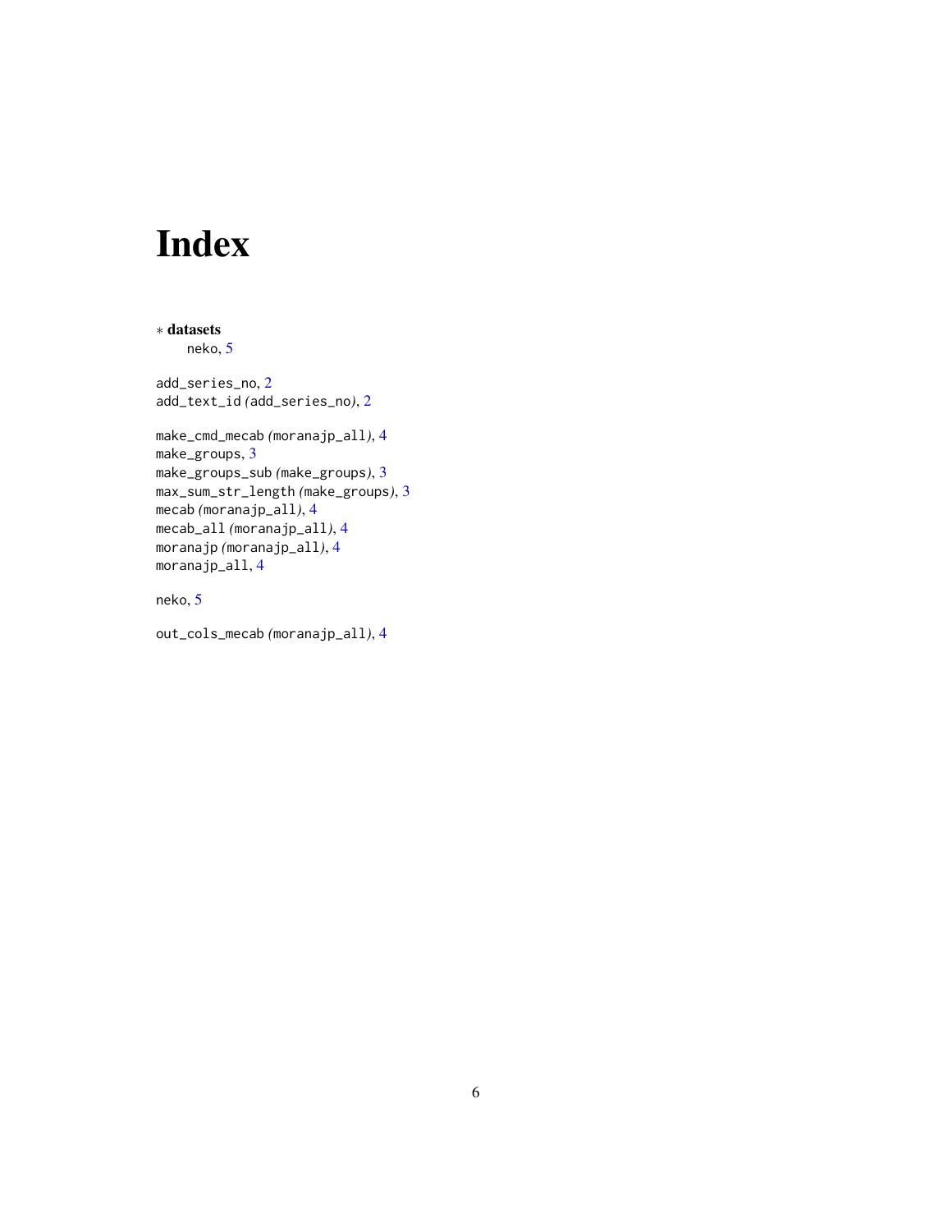# Index

∗ **datasets**
    neko, 5

add_series_no, 2
add_text_id *(*add_series_no*)*, 2

make_cmd_mecab *(*moranajp_all*)*, 4
make_groups, 3
make_groups_sub *(*make_groups*)*, 3
max_sum_str_length *(*make_groups*)*, 3
mecab *(*moranajp_all*)*, 4
mecab_all *(*moranajp_all*)*, 4
moranajp *(*moranajp_all*)*, 4
moranajp_all, 4

neko, 5

out_cols_mecab *(*moranajp_all*)*, 4